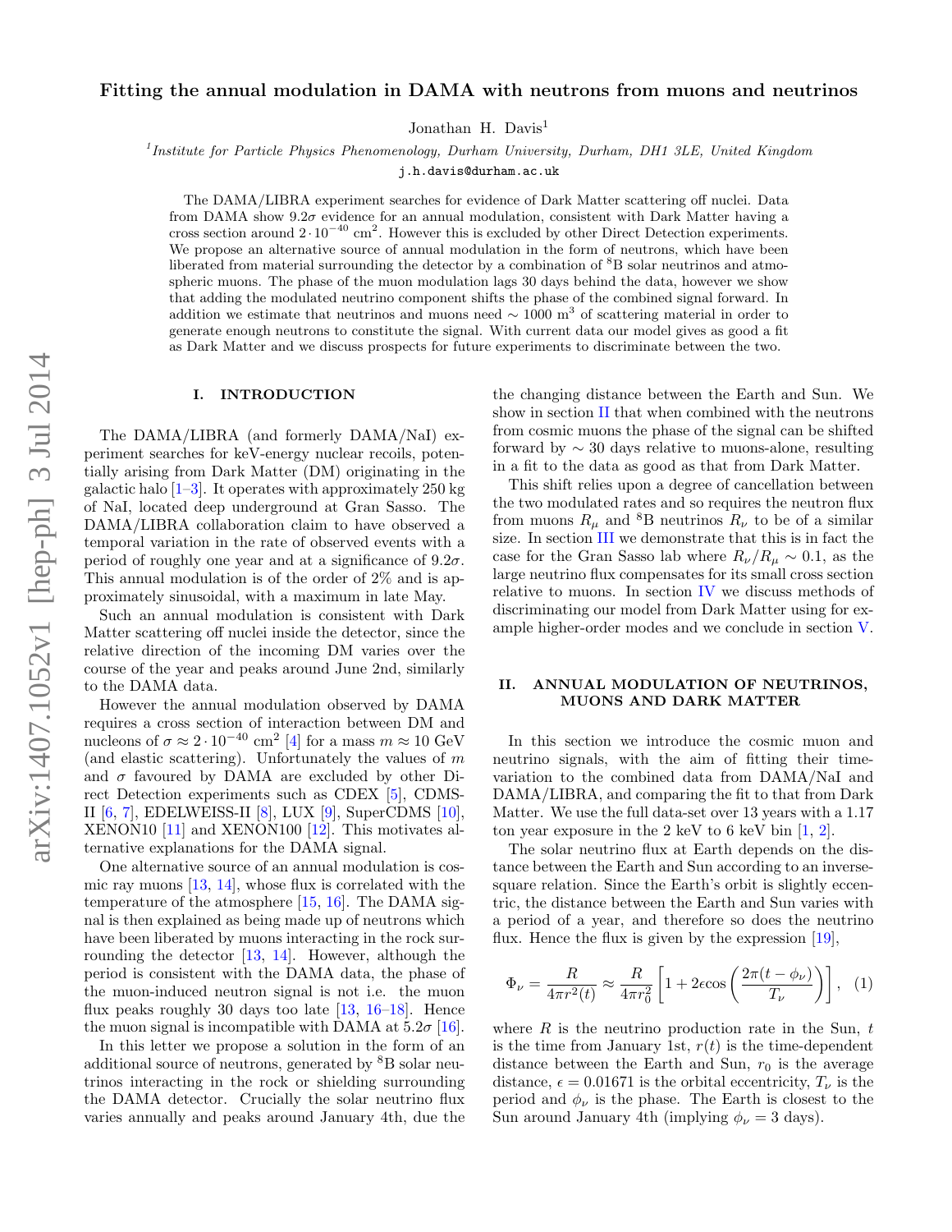# Fitting the annual modulation in DAMA with neutrons from muons and neutrinos

Jonathan H. Davis[1]

[1]*Institute for Particle Physics Phenomenology, Durham University, Durham, DH1 3LE, United Kingdom*

j.h.davis@durham.ac.uk

The DAMA/LIBRA experiment searches for evidence of Dark Matter scattering off nuclei. Data from DAMA show $9.2\sigma$ evidence for an annual modulation, consistent with Dark Matter having a cross section around $2 \cdot 10^{-40}$ cm$^2$. However this is excluded by other Direct Detection experiments. We propose an alternative source of annual modulation in the form of neutrons, which have been liberated from material surrounding the detector by a combination of $^8$B solar neutrinos and atmospheric muons. The phase of the muon modulation lags 30 days behind the data, however we show that adding the modulated neutrino component shifts the phase of the combined signal forward. In addition we estimate that neutrinos and muons need $\sim 1000$ m$^3$ of scattering material in order to generate enough neutrons to constitute the signal. With current data our model gives as good a fit as Dark Matter and we discuss prospects for future experiments to discriminate between the two.

## I. INTRODUCTION

The DAMA/LIBRA (and formerly DAMA/NaI) experiment searches for keV-energy nuclear recoils, potentially arising from Dark Matter (DM) originating in the galactic halo [1–3]. It operates with approximately 250 kg of NaI, located deep underground at Gran Sasso. The DAMA/LIBRA collaboration claim to have observed a temporal variation in the rate of observed events with a period of roughly one year and at a significance of $9.2\sigma$. This annual modulation is of the order of 2% and is approximately sinusoidal, with a maximum in late May.

Such an annual modulation is consistent with Dark Matter scattering off nuclei inside the detector, since the relative direction of the incoming DM varies over the course of the year and peaks around June 2nd, similarly to the DAMA data.

However the annual modulation observed by DAMA requires a cross section of interaction between DM and nucleons of $\sigma \approx 2 \cdot 10^{-40}$ cm$^2$ [4] for a mass $m \approx 10$ GeV (and elastic scattering). Unfortunately the values of $m$ and $\sigma$ favoured by DAMA are excluded by other Direct Detection experiments such as CDEX [5], CDMS-II [6, 7], EDELWEISS-II [8], LUX [9], SuperCDMS [10], XENON10 [11] and XENON100 [12]. This motivates alternative explanations for the DAMA signal.

One alternative source of an annual modulation is cosmic ray muons [13, 14], whose flux is correlated with the temperature of the atmosphere [15, 16]. The DAMA signal is then explained as being made up of neutrons which have been liberated by muons interacting in the rock surrounding the detector [13, 14]. However, although the period is consistent with the DAMA data, the phase of the muon-induced neutron signal is not i.e. the muon flux peaks roughly 30 days too late [13, 16–18]. Hence the muon signal is incompatible with DAMA at $5.2\sigma$ [16].

In this letter we propose a solution in the form of an additional source of neutrons, generated by $^8$B solar neutrinos interacting in the rock or shielding surrounding the DAMA detector. Crucially the solar neutrino flux varies annually and peaks around January 4th, due the the changing distance between the Earth and Sun. We show in section II that when combined with the neutrons from cosmic muons the phase of the signal can be shifted forward by $\sim 30$ days relative to muons-alone, resulting in a fit to the data as good as that from Dark Matter.

This shift relies upon a degree of cancellation between the two modulated rates and so requires the neutron flux from muons $R_\mu$ and $^8$B neutrinos $R_\nu$ to be of a similar size. In section III we demonstrate that this is in fact the case for the Gran Sasso lab where $R_\nu / R_\mu \sim 0.1$, as the large neutrino flux compensates for its small cross section relative to muons. In section IV we discuss methods of discriminating our model from Dark Matter using for example higher-order modes and we conclude in section V.

## II. ANNUAL MODULATION OF NEUTRINOS, MUONS AND DARK MATTER

In this section we introduce the cosmic muon and neutrino signals, with the aim of fitting their time-variation to the combined data from DAMA/NaI and DAMA/LIBRA, and comparing the fit to that from Dark Matter. We use the full data-set over 13 years with a 1.17 ton year exposure in the 2 keV to 6 keV bin [1, 2].

The solar neutrino flux at Earth depends on the distance between the Earth and Sun according to an inverse-square relation. Since the Earth's orbit is slightly eccentric, the distance between the Earth and Sun varies with a period of a year, and therefore so does the neutrino flux. Hence the flux is given by the expression [19],

$$\Phi_\nu = \frac{R}{4\pi r^2(t)} \approx \frac{R}{4\pi r_0^2}\left[1 + 2\epsilon \cos\left(\frac{2\pi(t-\phi_\nu)}{T_\nu}\right)\right], \quad (1)$$

where $R$ is the neutrino production rate in the Sun, $t$ is the time from January 1st, $r(t)$ is the time-dependent distance between the Earth and Sun, $r_0$ is the average distance, $\epsilon = 0.01671$ is the orbital eccentricity, $T_\nu$ is the period and $\phi_\nu$ is the phase. The Earth is closest to the Sun around January 4th (implying $\phi_\nu = 3$ days).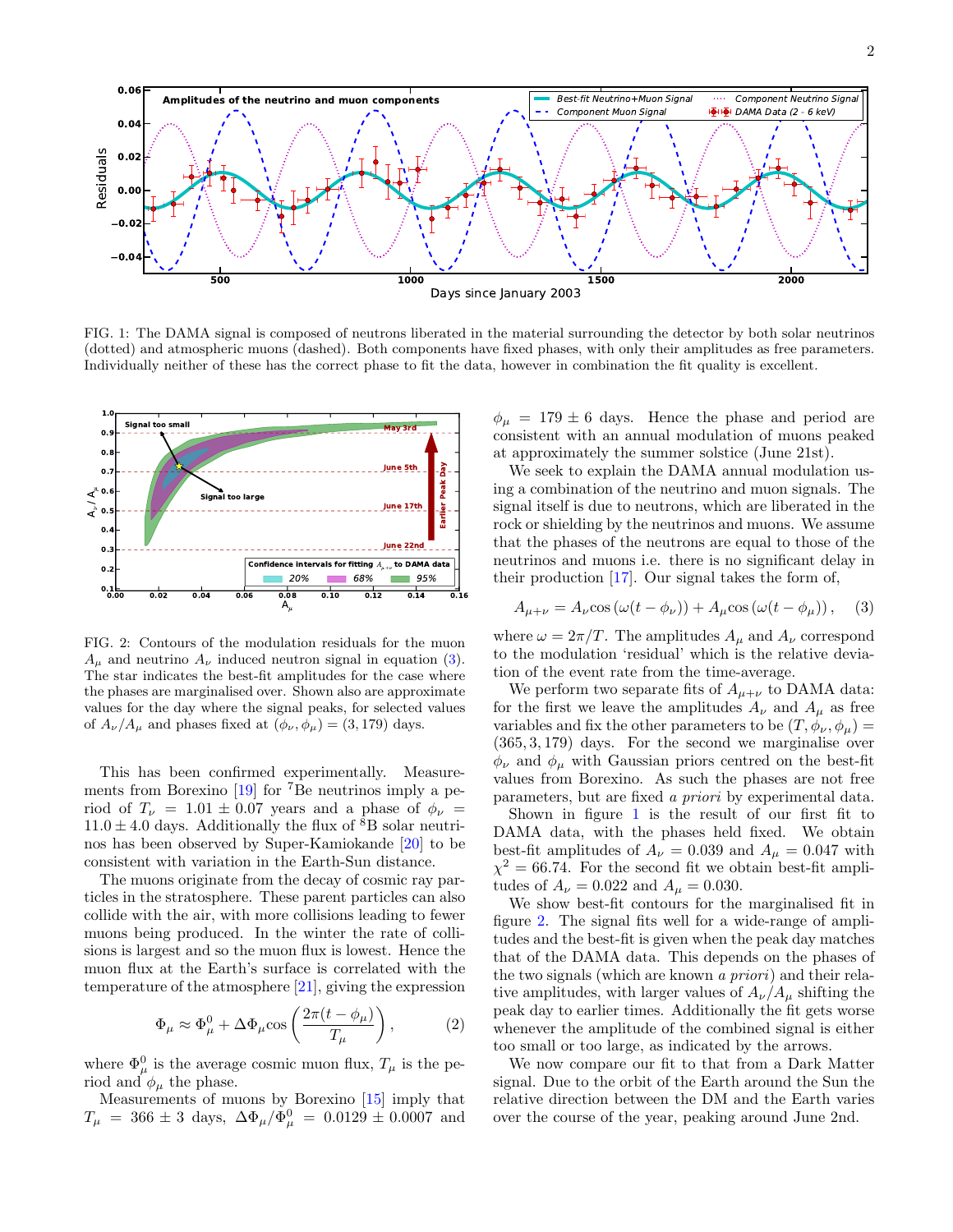FIG. 1: The DAMA signal is composed of neutrons liberated in the material surrounding the detector by both solar neutrinos (dotted) and atmospheric muons (dashed). Both components have fixed phases, with only their amplitudes as free parameters. Individually neither of these has the correct phase to fit the data, however in combination the fit quality is excellent.

FIG. 2: Contours of the modulation residuals for the muon $A_\mu$ and neutrino $A_\nu$ induced neutron signal in equation (3). The star indicates the best-fit amplitudes for the case where the phases are marginalised over. Shown also are approximate values for the day where the signal peaks, for selected values of $A_\nu/A_\mu$ and phases fixed at $(\phi_\nu, \phi_\mu) = (3, 179)$ days.

This has been confirmed experimentally. Measurements from Borexino [19] for $^7$Be neutrinos imply a period of $T_\nu = 1.01 \pm 0.07$ years and a phase of $\phi_\nu = 11.0 \pm 4.0$ days. Additionally the flux of $^8$B solar neutrinos has been observed by Super-Kamiokande [20] to be consistent with variation in the Earth-Sun distance.

The muons originate from the decay of cosmic ray particles in the stratosphere. These parent particles can also collide with the air, with more collisions leading to fewer muons being produced. In the winter the rate of collisions is largest and so the muon flux is lowest. Hence the muon flux at the Earth's surface is correlated with the temperature of the atmosphere [21], giving the expression

$$\Phi_\mu \approx \Phi_\mu^0 + \Delta\Phi_\mu \cos\left(\frac{2\pi(t-\phi_\mu)}{T_\mu}\right), \tag{2}$$

where $\Phi_\mu^0$ is the average cosmic muon flux, $T_\mu$ is the period and $\phi_\mu$ the phase.

Measurements of muons by Borexino [15] imply that $T_\mu = 366 \pm 3$ days, $\Delta\Phi_\mu/\Phi_\mu^0 = 0.0129 \pm 0.0007$ and $\phi_\mu = 179 \pm 6$ days. Hence the phase and period are consistent with an annual modulation of muons peaked at approximately the summer solstice (June 21st).

We seek to explain the DAMA annual modulation using a combination of the neutrino and muon signals. The signal itself is due to neutrons, which are liberated in the rock or shielding by the neutrinos and muons. We assume that the phases of the neutrons are equal to those of the neutrinos and muons i.e. there is no significant delay in their production [17]. Our signal takes the form of,

$$A_{\mu+\nu} = A_\nu \cos\left(\omega(t-\phi_\nu)\right) + A_\mu \cos\left(\omega(t-\phi_\mu)\right), \tag{3}$$

where $\omega = 2\pi/T$. The amplitudes $A_\mu$ and $A_\nu$ correspond to the modulation 'residual' which is the relative deviation of the event rate from the time-average.

We perform two separate fits of $A_{\mu+\nu}$ to DAMA data: for the first we leave the amplitudes $A_\nu$ and $A_\mu$ as free variables and fix the other parameters to be $(T, \phi_\nu, \phi_\mu) = (365, 3, 179)$ days. For the second we marginalise over $\phi_\nu$ and $\phi_\mu$ with Gaussian priors centred on the best-fit values from Borexino. As such the phases are not free parameters, but are fixed *a priori* by experimental data.

Shown in figure 1 is the result of our first fit to DAMA data, with the phases held fixed. We obtain best-fit amplitudes of $A_\nu = 0.039$ and $A_\mu = 0.047$ with $\chi^2 = 66.74$. For the second fit we obtain best-fit amplitudes of $A_\nu = 0.022$ and $A_\mu = 0.030$.

We show best-fit contours for the marginalised fit in figure 2. The signal fits well for a wide-range of amplitudes and the best-fit is given when the peak day matches that of the DAMA data. This depends on the phases of the two signals (which are known *a priori*) and their relative amplitudes, with larger values of $A_\nu/A_\mu$ shifting the peak day to earlier times. Additionally the fit gets worse whenever the amplitude of the combined signal is either too small or too large, as indicated by the arrows.

We now compare our fit to that from a Dark Matter signal. Due to the orbit of the Earth around the Sun the relative direction between the DM and the Earth varies over the course of the year, peaking around June 2nd.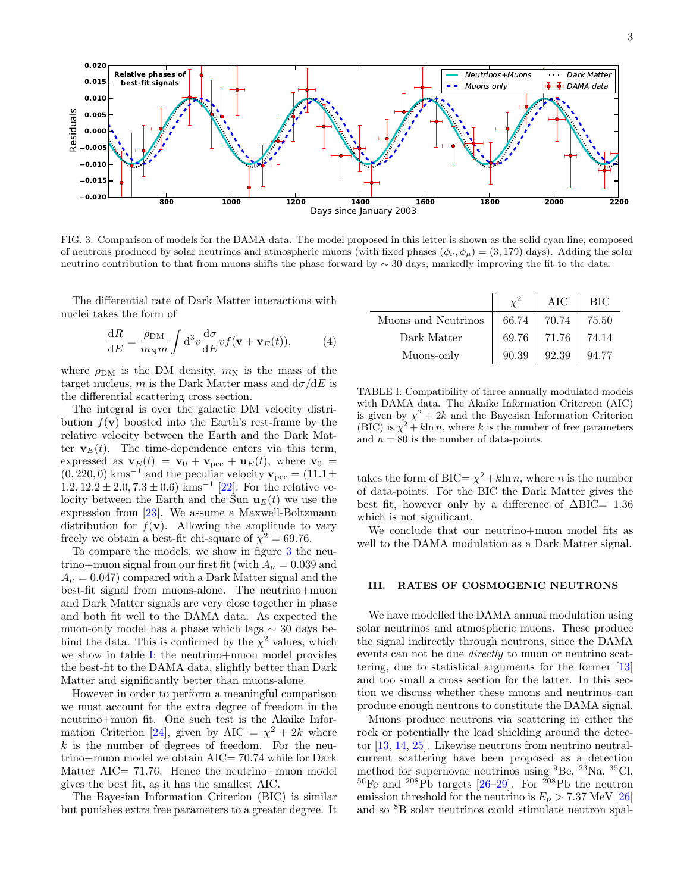FIG. 3: Comparison of models for the DAMA data. The model proposed in this letter is shown as the solid cyan line, composed of neutrons produced by solar neutrinos and atmospheric muons (with fixed phases $(\phi_\nu, \phi_\mu) = (3, 179)$ days). Adding the solar neutrino contribution to that from muons shifts the phase forward by $\sim 30$ days, markedly improving the fit to the data.

The differential rate of Dark Matter interactions with nuclei takes the form of

$$\frac{\mathrm{d}R}{\mathrm{d}E} = \frac{\rho_{\mathrm{DM}}}{m_{\mathrm{N}} m} \int \mathrm{d}^3 v \frac{\mathrm{d}\sigma}{\mathrm{d}E} v f(\mathbf{v} + \mathbf{v}_E(t)), \tag{4}$$

where $\rho_{\mathrm{DM}}$ is the DM density, $m_{\mathrm{N}}$ is the mass of the target nucleus, $m$ is the Dark Matter mass and $\mathrm{d}\sigma/\mathrm{d}E$ is the differential scattering cross section.

The integral is over the galactic DM velocity distribution $f(\mathbf{v})$ boosted into the Earth's rest-frame by the relative velocity between the Earth and the Dark Matter $\mathbf{v}_E(t)$. The time-dependence enters via this term, expressed as $\mathbf{v}_E(t) = \mathbf{v}_0 + \mathbf{v}_{\mathrm{pec}} + \mathbf{u}_E(t)$, where $\mathbf{v}_0 = (0, 220, 0)$ kms$^{-1}$ and the peculiar velocity $\mathbf{v}_{\mathrm{pec}} = (11.1 \pm 1.2, 12.2 \pm 2.0, 7.3 \pm 0.6)$ kms$^{-1}$ [22]. For the relative velocity between the Earth and the Sun $\mathbf{u}_E(t)$ we use the expression from [23]. We assume a Maxwell-Boltzmann distribution for $f(\mathbf{v})$. Allowing the amplitude to vary freely we obtain a best-fit chi-square of $\chi^2 = 69.76$.

To compare the models, we show in figure 3 the neutrino+muon signal from our first fit (with $A_\nu = 0.039$ and $A_\mu = 0.047$) compared with a Dark Matter signal and the best-fit signal from muons-alone. The neutrino+muon and Dark Matter signals are very close together in phase and both fit well to the DAMA data. As expected the muon-only model has a phase which lags $\sim 30$ days behind the data. This is confirmed by the $\chi^2$ values, which we show in table I: the neutrino+muon model provides the best-fit to the DAMA data, slightly better than Dark Matter and significantly better than muons-alone.

However in order to perform a meaningful comparison we must account for the extra degree of freedom in the neutrino+muon fit. One such test is the Akaike Information Criterion [24], given by AIC $= \chi^2 + 2k$ where $k$ is the number of degrees of freedom. For the neutrino+muon model we obtain AIC$=$ 70.74 while for Dark Matter AIC$=$ 71.76. Hence the neutrino+muon model gives the best fit, as it has the smallest AIC.

The Bayesian Information Criterion (BIC) is similar but punishes extra free parameters to a greater degree. It takes the form of BIC$= \chi^2 + k \ln n$, where $n$ is the number of data-points. For the BIC the Dark Matter gives the best fit, however only by a difference of $\Delta$BIC$=$ 1.36 which is not significant.

|  | $\chi^2$ | AIC | BIC |
|---|---|---|---|
| Muons and Neutrinos | 66.74 | 70.74 | 75.50 |
| Dark Matter | 69.76 | 71.76 | 74.14 |
| Muons-only | 90.39 | 92.39 | 94.77 |

TABLE I: Compatibility of three annually modulated models with DAMA data. The Akaike Information Critereon (AIC) is given by $\chi^2 + 2k$ and the Bayesian Information Criterion (BIC) is $\chi^2 + k \ln n$, where $k$ is the number of free parameters and $n = 80$ is the number of data-points.

We conclude that our neutrino+muon model fits as well to the DAMA modulation as a Dark Matter signal.

## III. RATES OF COSMOGENIC NEUTRONS

We have modelled the DAMA annual modulation using solar neutrinos and atmospheric muons. These produce the signal indirectly through neutrons, since the DAMA events can not be due *directly* to muon or neutrino scattering, due to statistical arguments for the former [13] and too small a cross section for the latter. In this section we discuss whether these muons and neutrinos can produce enough neutrons to constitute the DAMA signal.

Muons produce neutrons via scattering in either the rock or potentially the lead shielding around the detector [13, 14, 25]. Likewise neutrons from neutrino neutral-current scattering have been proposed as a detection method for supernovae neutrinos using $^{9}$Be, $^{23}$Na, $^{35}$Cl, $^{56}$Fe and $^{208}$Pb targets [26–29]. For $^{208}$Pb the neutron emission threshold for the neutrino is $E_\nu > 7.37$ MeV [26] and so $^{8}$B solar neutrinos could stimulate neutron spal-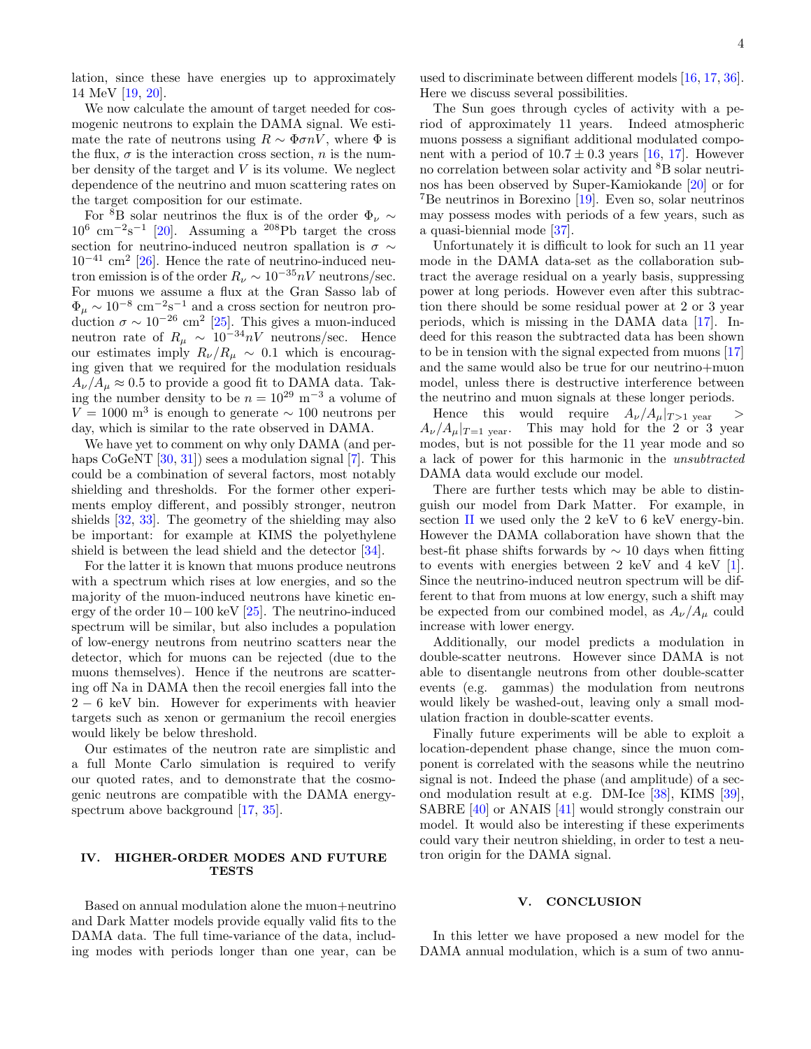lation, since these have energies up to approximately 14 MeV [19, 20].

We now calculate the amount of target needed for cosmogenic neutrons to explain the DAMA signal. We estimate the rate of neutrons using $R \sim \Phi\sigma n V$, where $\Phi$ is the flux, $\sigma$ is the interaction cross section, $n$ is the number density of the target and $V$ is its volume. We neglect dependence of the neutrino and muon scattering rates on the target composition for our estimate.

For $^{8}$B solar neutrinos the flux is of the order $\Phi_\nu \sim 10^{6}$ cm$^{-2}$s$^{-1}$ [20]. Assuming a $^{208}$Pb target the cross section for neutrino-induced neutron spallation is $\sigma \sim 10^{-41}$ cm$^2$ [26]. Hence the rate of neutrino-induced neutron emission is of the order $R_\nu \sim 10^{-35} nV$ neutrons/sec. For muons we assume a flux at the Gran Sasso lab of $\Phi_\mu \sim 10^{-8}$ cm$^{-2}$s$^{-1}$ and a cross section for neutron production $\sigma \sim 10^{-26}$ cm$^2$ [25]. This gives a muon-induced neutron rate of $R_\mu \sim 10^{-34} nV$ neutrons/sec. Hence our estimates imply $R_\nu/R_\mu \sim 0.1$ which is encouraging given that we required for the modulation residuals $A_\nu/A_\mu \approx 0.5$ to provide a good fit to DAMA data. Taking the number density to be $n = 10^{29}$ m$^{-3}$ a volume of $V = 1000$ m$^3$ is enough to generate $\sim 100$ neutrons per day, which is similar to the rate observed in DAMA.

We have yet to comment on why only DAMA (and perhaps CoGeNT [30, 31]) sees a modulation signal [7]. This could be a combination of several factors, most notably shielding and thresholds. For the former other experiments employ different, and possibly stronger, neutron shields [32, 33]. The geometry of the shielding may also be important: for example at KIMS the polyethylene shield is between the lead shield and the detector [34].

For the latter it is known that muons produce neutrons with a spectrum which rises at low energies, and so the majority of the muon-induced neutrons have kinetic energy of the order $10-100$ keV [25]. The neutrino-induced spectrum will be similar, but also includes a population of low-energy neutrons from neutrino scatters near the detector, which for muons can be rejected (due to the muons themselves). Hence if the neutrons are scattering off Na in DAMA then the recoil energies fall into the $2-6$ keV bin. However for experiments with heavier targets such as xenon or germanium the recoil energies would likely be below threshold.

Our estimates of the neutron rate are simplistic and a full Monte Carlo simulation is required to verify our quoted rates, and to demonstrate that the cosmogenic neutrons are compatible with the DAMA energy-spectrum above background [17, 35].

## IV. HIGHER-ORDER MODES AND FUTURE TESTS

Based on annual modulation alone the muon+neutrino and Dark Matter models provide equally valid fits to the DAMA data. The full time-variance of the data, including modes with periods longer than one year, can be used to discriminate between different models [16, 17, 36]. Here we discuss several possibilities.

The Sun goes through cycles of activity with a period of approximately 11 years. Indeed atmospheric muons possess a signifiant additional modulated component with a period of $10.7 \pm 0.3$ years [16, 17]. However no correlation between solar activity and $^{8}$B solar neutrinos has been observed by Super-Kamiokande [20] or for $^{7}$Be neutrinos in Borexino [19]. Even so, solar neutrinos may possess modes with periods of a few years, such as a quasi-biennial mode [37].

Unfortunately it is difficult to look for such an 11 year mode in the DAMA data-set as the collaboration subtract the average residual on a yearly basis, suppressing power at long periods. However even after this subtraction there should be some residual power at 2 or 3 year periods, which is missing in the DAMA data [17]. Indeed for this reason the subtracted data has been shown to be in tension with the signal expected from muons [17] and the same would also be true for our neutrino+muon model, unless there is destructive interference between the neutrino and muon signals at these longer periods.

Hence this would require $A_\nu/A_\mu|_{T>1\text{ year}} > A_\nu/A_\mu|_{T=1\text{ year}}$. This may hold for the 2 or 3 year modes, but is not possible for the 11 year mode and so a lack of power for this harmonic in the *unsubtracted* DAMA data would exclude our model.

There are further tests which may be able to distinguish our model from Dark Matter. For example, in section II we used only the 2 keV to 6 keV energy-bin. However the DAMA collaboration have shown that the best-fit phase shifts forwards by $\sim 10$ days when fitting to events with energies between 2 keV and 4 keV [1]. Since the neutrino-induced neutron spectrum will be different to that from muons at low energy, such a shift may be expected from our combined model, as $A_\nu/A_\mu$ could increase with lower energy.

Additionally, our model predicts a modulation in double-scatter neutrons. However since DAMA is not able to disentangle neutrons from other double-scatter events (e.g. gammas) the modulation from neutrons would likely be washed-out, leaving only a small modulation fraction in double-scatter events.

Finally future experiments will be able to exploit a location-dependent phase change, since the muon component is correlated with the seasons while the neutrino signal is not. Indeed the phase (and amplitude) of a second modulation result at e.g. DM-Ice [38], KIMS [39], SABRE [40] or ANAIS [41] would strongly constrain our model. It would also be interesting if these experiments could vary their neutron shielding, in order to test a neutron origin for the DAMA signal.

## V. CONCLUSION

In this letter we have proposed a new model for the DAMA annual modulation, which is a sum of two annu-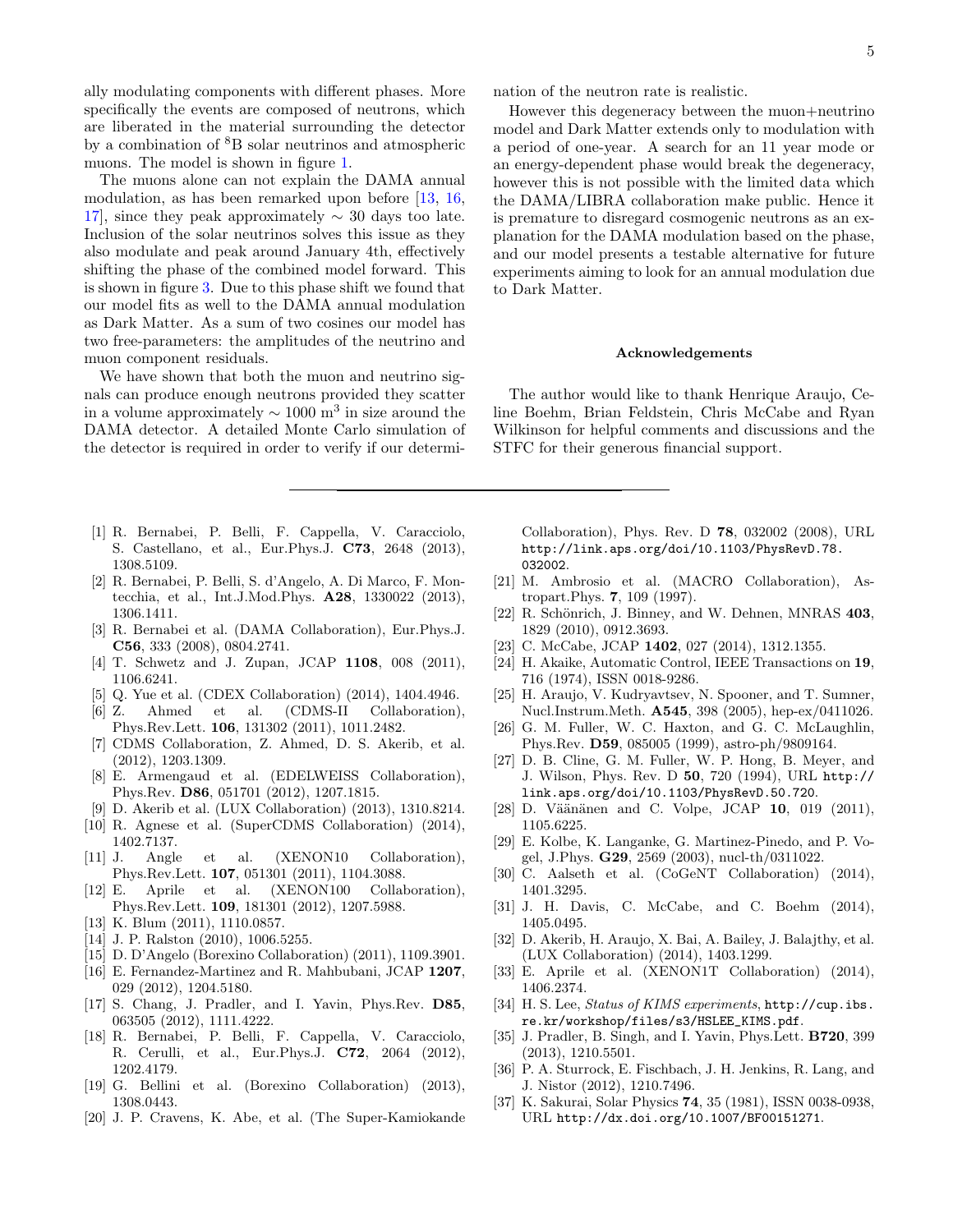ally modulating components with different phases. More specifically the events are composed of neutrons, which are liberated in the material surrounding the detector by a combination of $^8$B solar neutrinos and atmospheric muons. The model is shown in figure 1.

The muons alone can not explain the DAMA annual modulation, as has been remarked upon before [13, 16, 17], since they peak approximately $\sim 30$ days too late. Inclusion of the solar neutrinos solves this issue as they also modulate and peak around January 4th, effectively shifting the phase of the combined model forward. This is shown in figure 3. Due to this phase shift we found that our model fits as well to the DAMA annual modulation as Dark Matter. As a sum of two cosines our model has two free-parameters: the amplitudes of the neutrino and muon component residuals.

We have shown that both the muon and neutrino signals can produce enough neutrons provided they scatter in a volume approximately $\sim 1000$ m$^3$ in size around the DAMA detector. A detailed Monte Carlo simulation of the detector is required in order to verify if our determination of the neutron rate is realistic.

However this degeneracy between the muon+neutrino model and Dark Matter extends only to modulation with a period of one-year. A search for an 11 year mode or an energy-dependent phase would break the degeneracy, however this is not possible with the limited data which the DAMA/LIBRA collaboration make public. Hence it is premature to disregard cosmogenic neutrons as an explanation for the DAMA modulation based on the phase, and our model presents a testable alternative for future experiments aiming to look for an annual modulation due to Dark Matter.

## Acknowledgements

The author would like to thank Henrique Araujo, Celine Boehm, Brian Feldstein, Chris McCabe and Ryan Wilkinson for helpful comments and discussions and the STFC for their generous financial support.

---

[1] R. Bernabei, P. Belli, F. Cappella, V. Caracciolo, S. Castellano, et al., Eur.Phys.J. **C73**, 2648 (2013), 1308.5109.

[2] R. Bernabei, P. Belli, S. d'Angelo, A. Di Marco, F. Montecchia, et al., Int.J.Mod.Phys. **A28**, 1330022 (2013), 1306.1411.

[3] R. Bernabei et al. (DAMA Collaboration), Eur.Phys.J. **C56**, 333 (2008), 0804.2741.

[4] T. Schwetz and J. Zupan, JCAP **1108**, 008 (2011), 1106.6241.

[5] Q. Yue et al. (CDEX Collaboration) (2014), 1404.4946.

[6] Z. Ahmed et al. (CDMS-II Collaboration), Phys.Rev.Lett. **106**, 131302 (2011), 1011.2482.

[7] CDMS Collaboration, Z. Ahmed, D. S. Akerib, et al. (2012), 1203.1309.

[8] E. Armengaud et al. (EDELWEISS Collaboration), Phys.Rev. **D86**, 051701 (2012), 1207.1815.

[9] D. Akerib et al. (LUX Collaboration) (2013), 1310.8214.

[10] R. Agnese et al. (SuperCDMS Collaboration) (2014), 1402.7137.

[11] J. Angle et al. (XENON10 Collaboration), Phys.Rev.Lett. **107**, 051301 (2011), 1104.3088.

[12] E. Aprile et al. (XENON100 Collaboration), Phys.Rev.Lett. **109**, 181301 (2012), 1207.5988.

[13] K. Blum (2011), 1110.0857.

[14] J. P. Ralston (2010), 1006.5255.

[15] D. D'Angelo (Borexino Collaboration) (2011), 1109.3901.

[16] E. Fernandez-Martinez and R. Mahbubani, JCAP **1207**, 029 (2012), 1204.5180.

[17] S. Chang, J. Pradler, and I. Yavin, Phys.Rev. **D85**, 063505 (2012), 1111.4222.

[18] R. Bernabei, P. Belli, F. Cappella, V. Caracciolo, R. Cerulli, et al., Eur.Phys.J. **C72**, 2064 (2012), 1202.4179.

[19] G. Bellini et al. (Borexino Collaboration) (2013), 1308.0443.

[20] J. P. Cravens, K. Abe, et al. (The Super-Kamiokande Collaboration), Phys. Rev. D **78**, 032002 (2008), URL `http://link.aps.org/doi/10.1103/PhysRevD.78.032002`.

[21] M. Ambrosio et al. (MACRO Collaboration), Astropart.Phys. **7**, 109 (1997).

[22] R. Schönrich, J. Binney, and W. Dehnen, MNRAS **403**, 1829 (2010), 0912.3693.

[23] C. McCabe, JCAP **1402**, 027 (2014), 1312.1355.

[24] H. Akaike, Automatic Control, IEEE Transactions on **19**, 716 (1974), ISSN 0018-9286.

[25] H. Araujo, V. Kudryavtsev, N. Spooner, and T. Sumner, Nucl.Instrum.Meth. **A545**, 398 (2005), hep-ex/0411026.

[26] G. M. Fuller, W. C. Haxton, and G. C. McLaughlin, Phys.Rev. **D59**, 085005 (1999), astro-ph/9809164.

[27] D. B. Cline, G. M. Fuller, W. P. Hong, B. Meyer, and J. Wilson, Phys. Rev. D **50**, 720 (1994), URL `http://link.aps.org/doi/10.1103/PhysRevD.50.720`.

[28] D. Väänänen and C. Volpe, JCAP **10**, 019 (2011), 1105.6225.

[29] E. Kolbe, K. Langanke, G. Martinez-Pinedo, and P. Vogel, J.Phys. **G29**, 2569 (2003), nucl-th/0311022.

[30] C. Aalseth et al. (CoGeNT Collaboration) (2014), 1401.3295.

[31] J. H. Davis, C. McCabe, and C. Boehm (2014), 1405.0495.

[32] D. Akerib, H. Araujo, X. Bai, A. Bailey, J. Balajthy, et al. (LUX Collaboration) (2014), 1403.1299.

[33] E. Aprile et al. (XENON1T Collaboration) (2014), 1406.2374.

[34] H. S. Lee, *Status of KIMS experiments*, `http://cup.ibs.re.kr/workshop/files/s3/HSLEE_KIMS.pdf`.

[35] J. Pradler, B. Singh, and I. Yavin, Phys.Lett. **B720**, 399 (2013), 1210.5501.

[36] P. A. Sturrock, E. Fischbach, J. H. Jenkins, R. Lang, and J. Nistor (2012), 1210.7496.

[37] K. Sakurai, Solar Physics **74**, 35 (1981), ISSN 0038-0938, URL `http://dx.doi.org/10.1007/BF00151271`.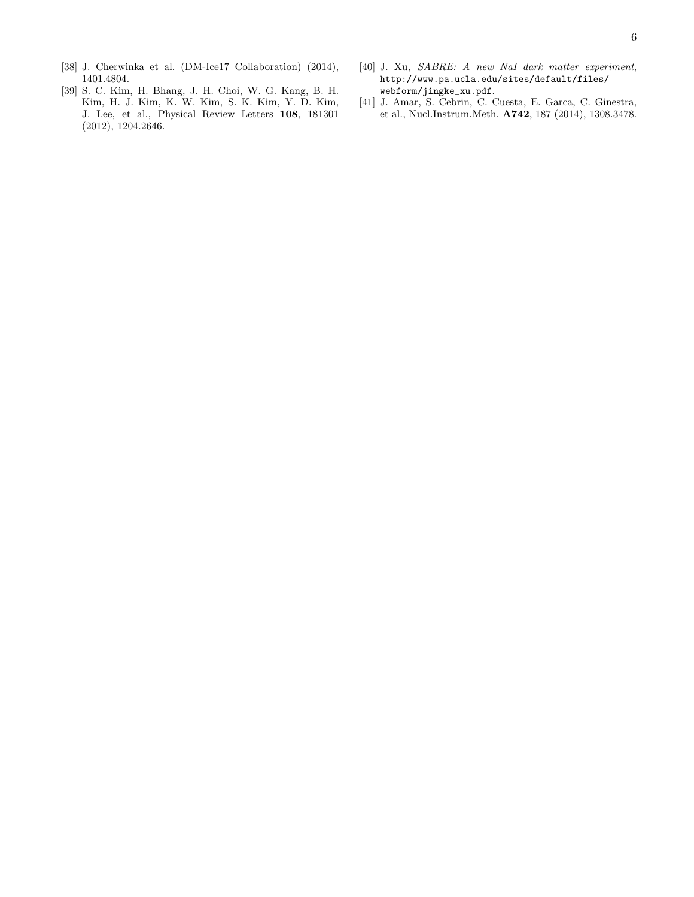[38] J. Cherwinka et al. (DM-Ice17 Collaboration) (2014), 1401.4804.

[39] S. C. Kim, H. Bhang, J. H. Choi, W. G. Kang, B. H. Kim, H. J. Kim, K. W. Kim, S. K. Kim, Y. D. Kim, J. Lee, et al., Physical Review Letters **108**, 181301 (2012), 1204.2646.

[40] J. Xu, *SABRE: A new NaI dark matter experiment*, `http://www.pa.ucla.edu/sites/default/files/webform/jingke_xu.pdf`.

[41] J. Amar, S. Cebrin, C. Cuesta, E. Garca, C. Ginestra, et al., Nucl.Instrum.Meth. **A742**, 187 (2014), 1308.3478.